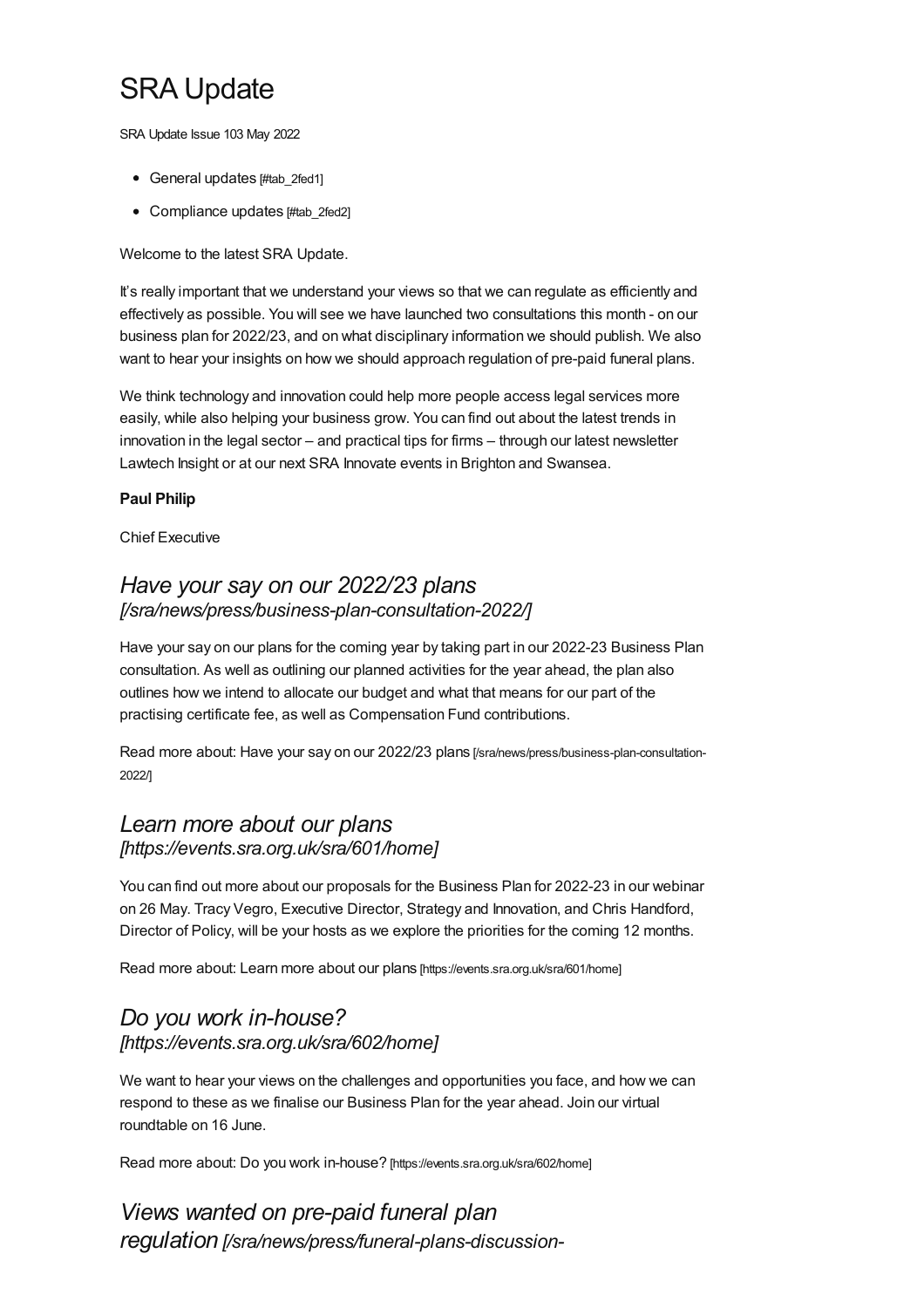# SRA Update

SRA Update Issue 103 May 2022

- General updates [#tab_2fed1]
- Compliance updates [#tab_2fed2]

Welcome to the latest SRA Update.

It's really important that we understand your views so that we can regulate as efficiently and effectively as possible. You will see we have launched two consultations this month - on our business plan for 2022/23, and on what disciplinary information we should publish. We also want to hear your insights on how we should approach regulation of pre-paid funeral plans.

We think technology and innovation could help more people access legal services more easily, while also helping your business grow. You can find out about the latest trends in innovation in the legal sector – and practical tips for firms – through our latest newsletter Lawtech Insight or at our next SRA Innovate events in Brighton and Swansea.

**Paul Philip**

Chief Executive

## *Have your say on our 2022/23 plans [/sra/news/press/business-plan-consultation-2022/]*

Have your say on our plans for the coming year by taking part in our 2022-23 Business Plan consultation. As well as outlining our planned activities for the year ahead, the plan also outlines how we intend to allocate our budget and what that means for our part of the practising certificate fee, as well as Compensation Fund contributions.

Read more about: Have your say on our 2022/23 plans [/sra/news/press/business-plan-consultation-2022/]

## *Learn more about our plans [https://events.sra.org.uk/sra/601/home]*

You can find out more about our proposals for the Business Plan for 2022-23 in our webinar on 26 May. Tracy Vegro, Executive Director, Strategy and Innovation, and Chris Handford, Director of Policy, will be your hosts as we explore the priorities for the coming 12 months.

Read more about: Learn more about our plans [https://events.sra.org.uk/sra/601/home]

## *Do you work in-house? [https://events.sra.org.uk/sra/602/home]*

We want to hear your views on the challenges and opportunities you face, and how we can respond to these as we finalise our Business Plan for the year ahead. Join our virtual roundtable on 16 June.

Read more about: Do you work in-house? [https://events.sra.org.uk/sra/602/home]

## *Views wanted on pre-paid funeral plan regulation [/sra/news/press/funeral-plans-discussion-*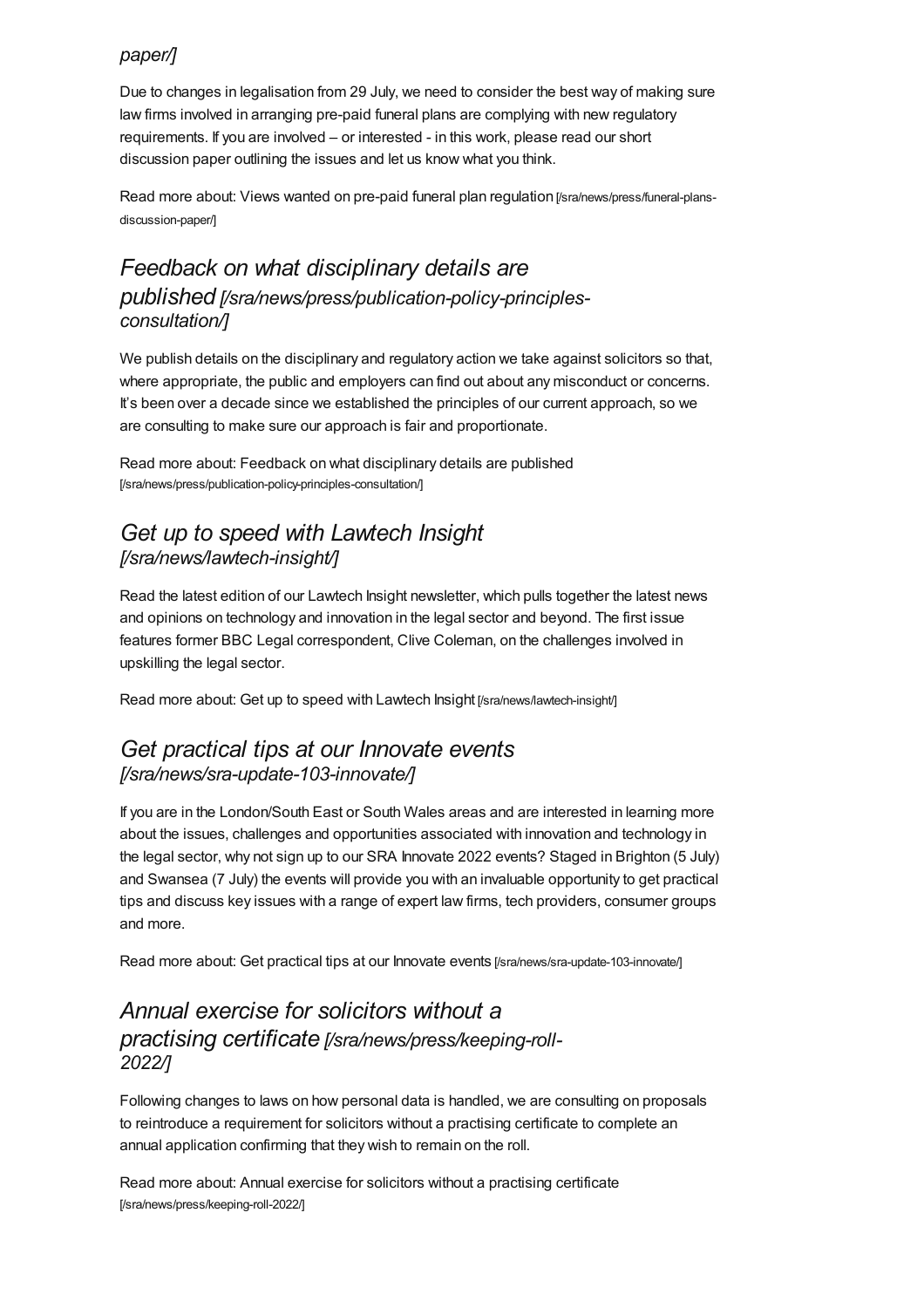*paper/]*

Due to changes in legalisation from 29 July, we need to consider the best way of making sure law firms involved in arranging pre-paid funeral plans are complying with new regulatory requirements. If you are involved – or interested - in this work, please read our short discussion paper outlining the issues and let us know what you think.

Read more about: Views wanted on pre-paid funeral plan regulation [/sra/news/press/funeral-plans-discussion-paper/]

## *Feedback on what disciplinary details are published [/sra/news/press/publication-policy-principles-consultation/]*

We publish details on the disciplinary and regulatory action we take against solicitors so that, where appropriate, the public and employers can find out about any misconduct or concerns. It's been over a decade since we established the principles of our current approach, so we are consulting to make sure our approach is fair and proportionate.

Read more about: Feedback on what disciplinary details are published [/sra/news/press/publication-policy-principles-consultation/]

## *Get up to speed with Lawtech Insight [/sra/news/lawtech-insight/]*

Read the latest edition of our Lawtech Insight newsletter, which pulls together the latest news and opinions on technology and innovation in the legal sector and beyond. The first issue features former BBC Legal correspondent, Clive Coleman, on the challenges involved in upskilling the legal sector.

Read more about: Get up to speed with Lawtech Insight [/sra/news/lawtech-insight/]

## *Get practical tips at our Innovate events [/sra/news/sra-update-103-innovate/]*

If you are in the London/South East or South Wales areas and are interested in learning more about the issues, challenges and opportunities associated with innovation and technology in the legal sector, why not sign up to our SRA Innovate 2022 events? Staged in Brighton (5 July) and Swansea (7 July) the events will provide you with an invaluable opportunity to get practical tips and discuss key issues with a range of expert law firms, tech providers, consumer groups and more.

Read more about: Get practical tips at our Innovate events [/sra/news/sra-update-103-innovate/]

## *Annual exercise for solicitors without a practising certificate [/sra/news/press/keeping-roll-2022/]*

Following changes to laws on how personal data is handled, we are consulting on proposals to reintroduce a requirement for solicitors without a practising certificate to complete an annual application confirming that they wish to remain on the roll.

Read more about: Annual exercise for solicitors without a practising certificate [/sra/news/press/keeping-roll-2022/]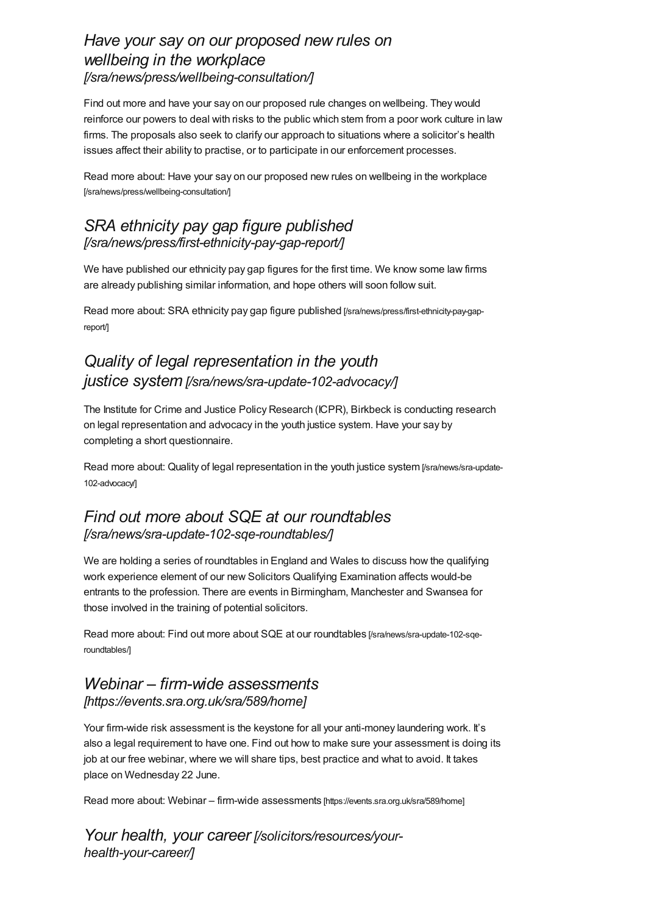## *Have your say on our proposed new rules on wellbeing in the workplace [/sra/news/press/wellbeing-consultation/]*

Find out more and have your say on our proposed rule changes on wellbeing. They would reinforce our powers to deal with risks to the public which stem from a poor work culture in law firms. The proposals also seek to clarify our approach to situations where a solicitor's health issues affect their ability to practise, or to participate in our enforcement processes.

Read more about: Have your say on our proposed new rules on wellbeing in the workplace [/sra/news/press/wellbeing-consultation/]

## *SRA ethnicity pay gap figure published [/sra/news/press/first-ethnicity-pay-gap-report/]*

We have published our ethnicity pay gap figures for the first time. We know some law firms are already publishing similar information, and hope others will soon follow suit.

Read more about: SRA ethnicity pay gap figure published [/sra/news/press/first-ethnicity-pay-gap-report/]

## *Quality of legal representation in the youth justice system [/sra/news/sra-update-102-advocacy/]*

The Institute for Crime and Justice Policy Research (ICPR), Birkbeck is conducting research on legal representation and advocacy in the youth justice system. Have your say by completing a short questionnaire.

Read more about: Quality of legal representation in the youth justice system [/sra/news/sra-update-102-advocacy/]

## *Find out more about SQE at our roundtables [/sra/news/sra-update-102-sqe-roundtables/]*

We are holding a series of roundtables in England and Wales to discuss how the qualifying work experience element of our new Solicitors Qualifying Examination affects would-be entrants to the profession. There are events in Birmingham, Manchester and Swansea for those involved in the training of potential solicitors.

Read more about: Find out more about SQE at our roundtables [/sra/news/sra-update-102-sqe-roundtables/]

## *Webinar – firm-wide assessments [https://events.sra.org.uk/sra/589/home]*

Your firm-wide risk assessment is the keystone for all your anti-money laundering work. It's also a legal requirement to have one. Find out how to make sure your assessment is doing its job at our free webinar, where we will share tips, best practice and what to avoid. It takes place on Wednesday 22 June.

Read more about: Webinar – firm-wide assessments [https://events.sra.org.uk/sra/589/home]

## *Your health, your career [/solicitors/resources/your-health-your-career/]*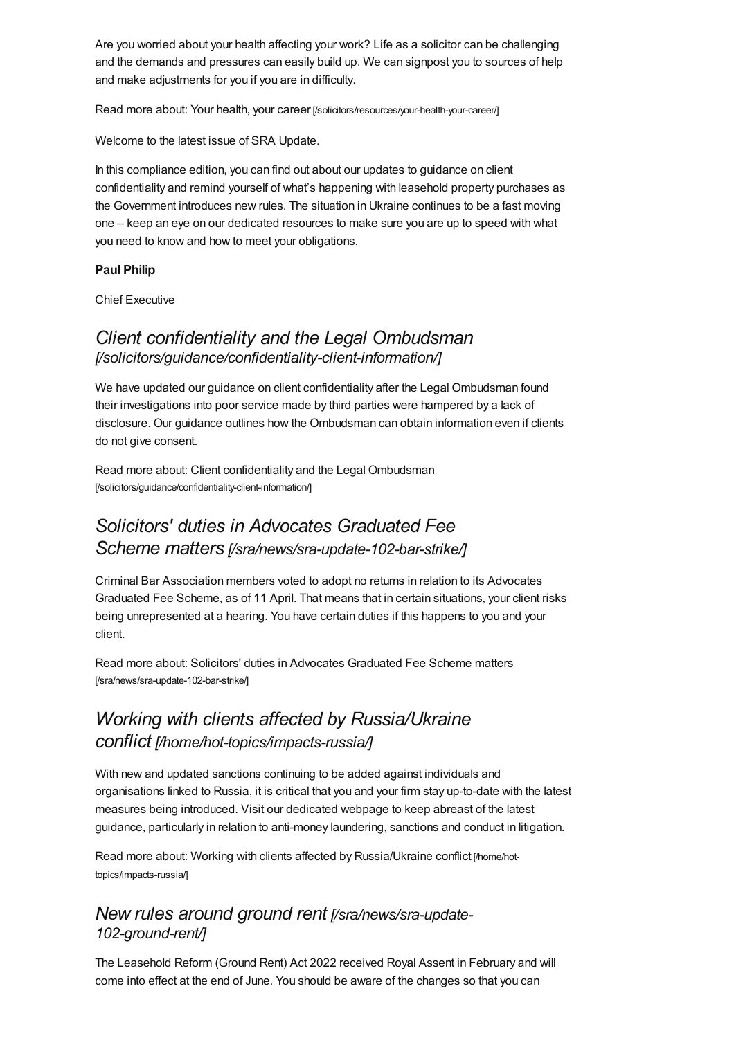Are you worried about your health affecting your work? Life as a solicitor can be challenging and the demands and pressures can easily build up. We can signpost you to sources of help and make adjustments for you if you are in difficulty.

Read more about: Your health, your career [/solicitors/resources/your-health-your-career/]

Welcome to the latest issue of SRA Update.

In this compliance edition, you can find out about our updates to guidance on client confidentiality and remind yourself of what's happening with leasehold property purchases as the Government introduces new rules. The situation in Ukraine continues to be a fast moving one – keep an eye on our dedicated resources to make sure you are up to speed with what you need to know and how to meet your obligations.

**Paul Philip**

Chief Executive

## *Client confidentiality and the Legal Ombudsman [/solicitors/guidance/confidentiality-client-information/]*

We have updated our guidance on client confidentiality after the Legal Ombudsman found their investigations into poor service made by third parties were hampered by a lack of disclosure. Our guidance outlines how the Ombudsman can obtain information even if clients do not give consent.

Read more about: Client confidentiality and the Legal Ombudsman [/solicitors/guidance/confidentiality-client-information/]

## *Solicitors' duties in Advocates Graduated Fee Scheme matters [/sra/news/sra-update-102-bar-strike/]*

Criminal Bar Association members voted to adopt no returns in relation to its Advocates Graduated Fee Scheme, as of 11 April. That means that in certain situations, your client risks being unrepresented at a hearing. You have certain duties if this happens to you and your client.

Read more about: Solicitors' duties in Advocates Graduated Fee Scheme matters [/sra/news/sra-update-102-bar-strike/]

## *Working with clients affected by Russia/Ukraine conflict [/home/hot-topics/impacts-russia/]*

With new and updated sanctions continuing to be added against individuals and organisations linked to Russia, it is critical that you and your firm stay up-to-date with the latest measures being introduced. Visit our dedicated webpage to keep abreast of the latest guidance, particularly in relation to anti-money laundering, sanctions and conduct in litigation.

Read more about: Working with clients affected by Russia/Ukraine conflict [/home/hot-topics/impacts-russia/]

## *New rules around ground rent [/sra/news/sra-update-102-ground-rent/]*

The Leasehold Reform (Ground Rent) Act 2022 received Royal Assent in February and will come into effect at the end of June. You should be aware of the changes so that you can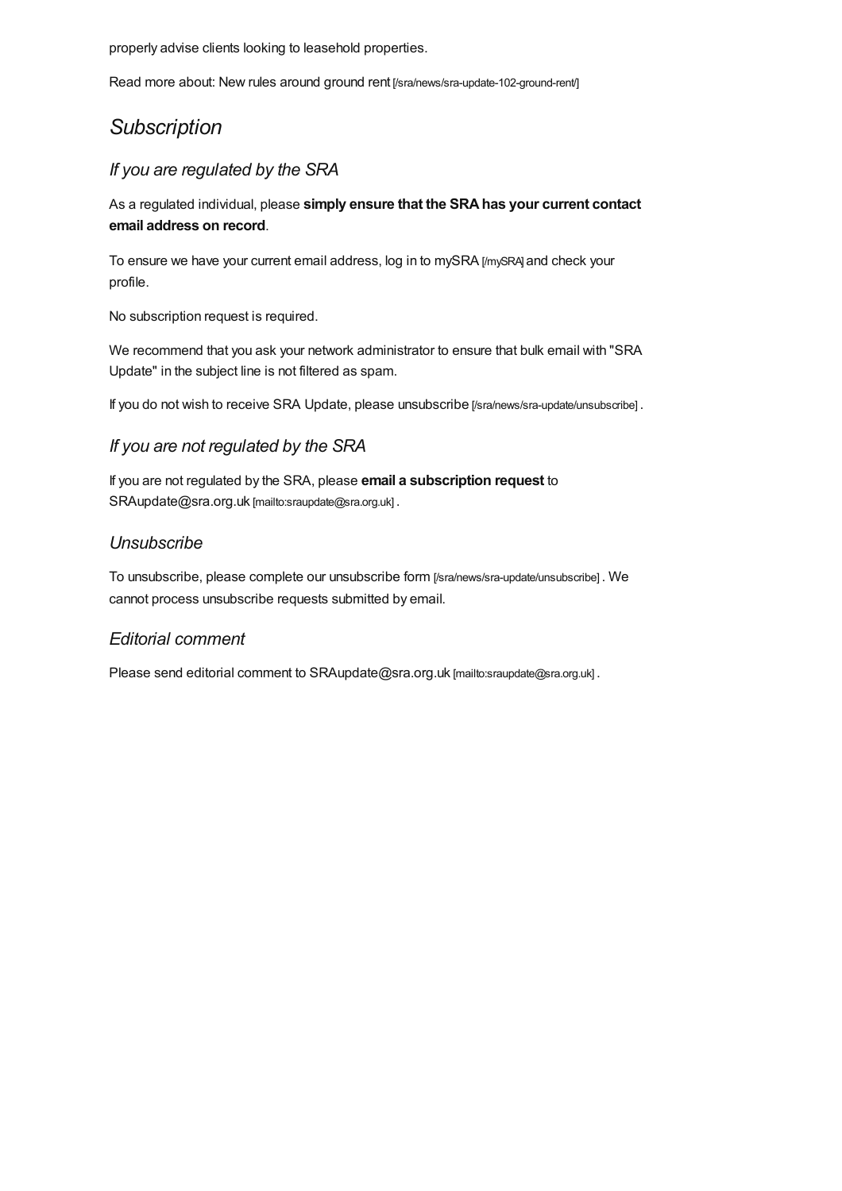properly advise clients looking to leasehold properties.

Read more about: New rules around ground rent [/sra/news/sra-update-102-ground-rent/]

## *Subscription*

### *If you are regulated by the SRA*

As a regulated individual, please **simply ensure that the SRA has your current contact email address on record**.

To ensure we have your current email address, log in to mySRA [/mySRA] and check your profile.

No subscription request is required.

We recommend that you ask your network administrator to ensure that bulk email with "SRA Update" in the subject line is not filtered as spam.

If you do not wish to receive SRA Update, please unsubscribe [/sra/news/sra-update/unsubscribe] .

### *If you are not regulated by the SRA*

If you are not regulated by the SRA, please **email a subscription request** to SRAupdate@sra.org.uk [mailto:sraupdate@sra.org.uk] .

### *Unsubscribe*

To unsubscribe, please complete our unsubscribe form [/sra/news/sra-update/unsubscribe] . We cannot process unsubscribe requests submitted by email.

### *Editorial comment*

Please send editorial comment to SRAupdate@sra.org.uk [mailto:sraupdate@sra.org.uk] .